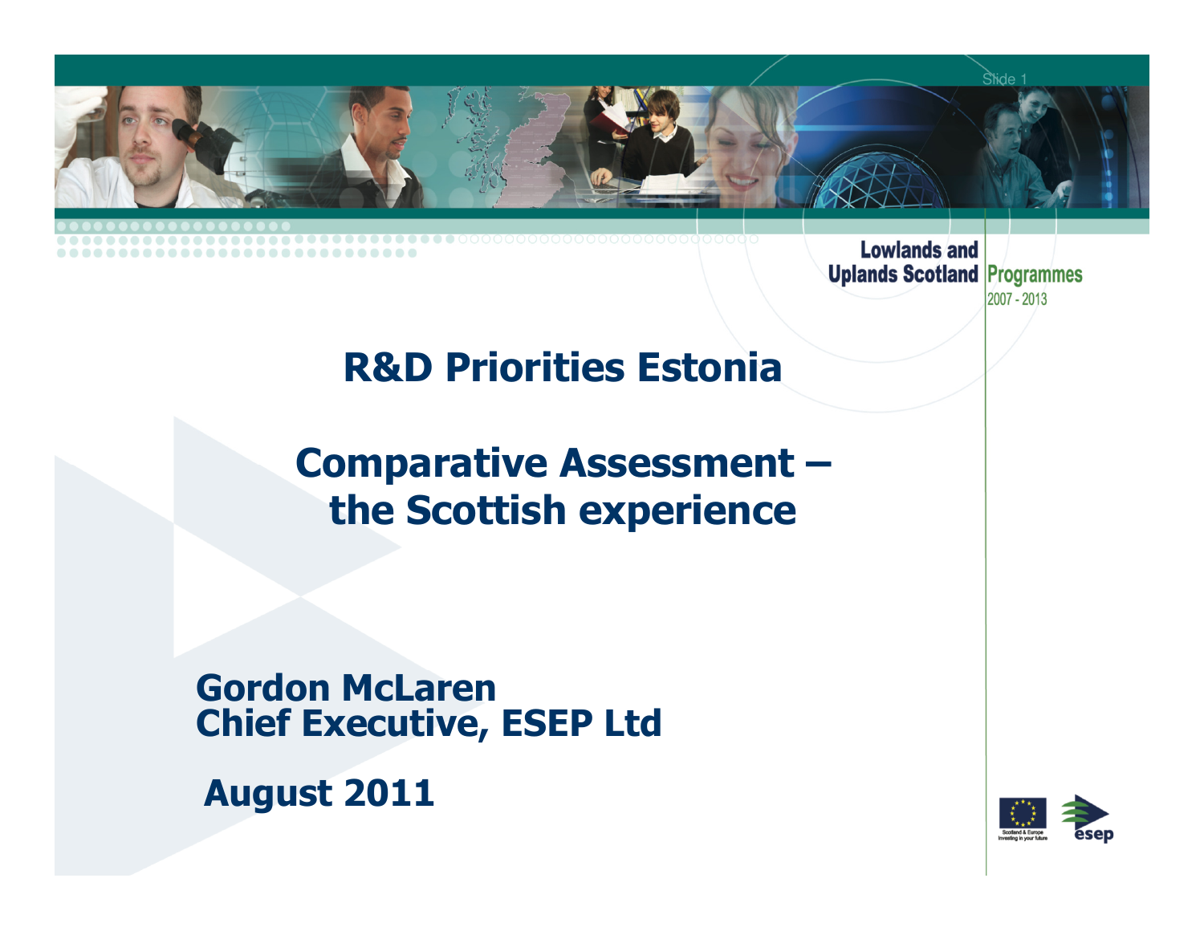Lowlands and Uplands Scotland Programmes 2007 - 2013

# R&D Priorities Estonia

## Comparative Assessment – the Scottish experience

**Gordon McLaren**
**Chief Executive, ESEP Ltd**

**August 2011**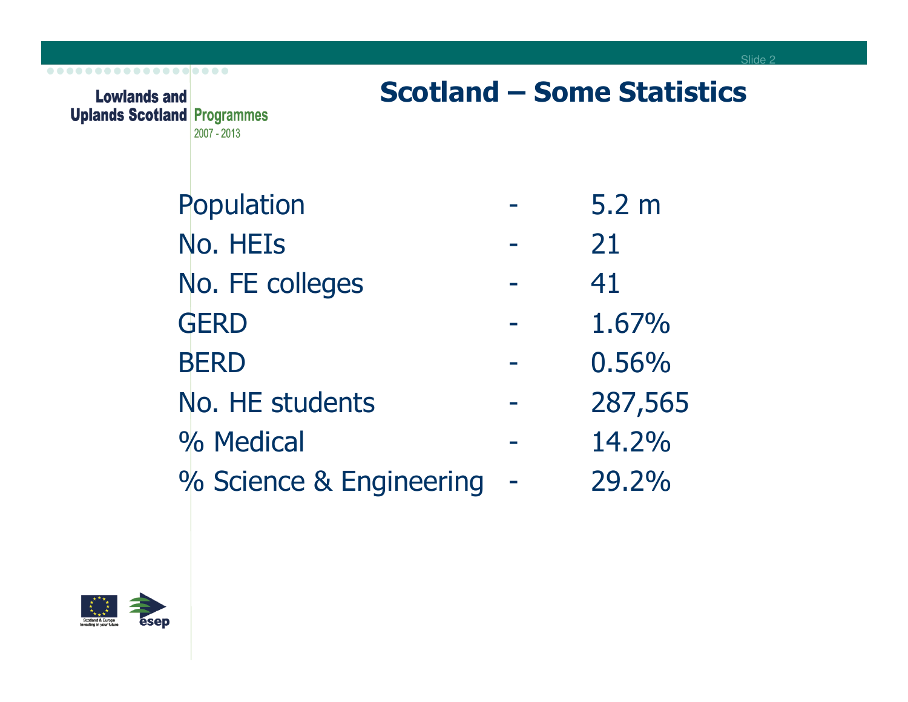# Scotland – Some Statistics

| | | |
|---|---|---|
| Population | - | 5.2 m |
| No. HEIs | - | 21 |
| No. FE colleges | - | 41 |
| GERD | - | 1.67% |
| BERD | - | 0.56% |
| No. HE students | - | 287,565 |
| % Medical | - | 14.2% |
| % Science & Engineering | - | 29.2% |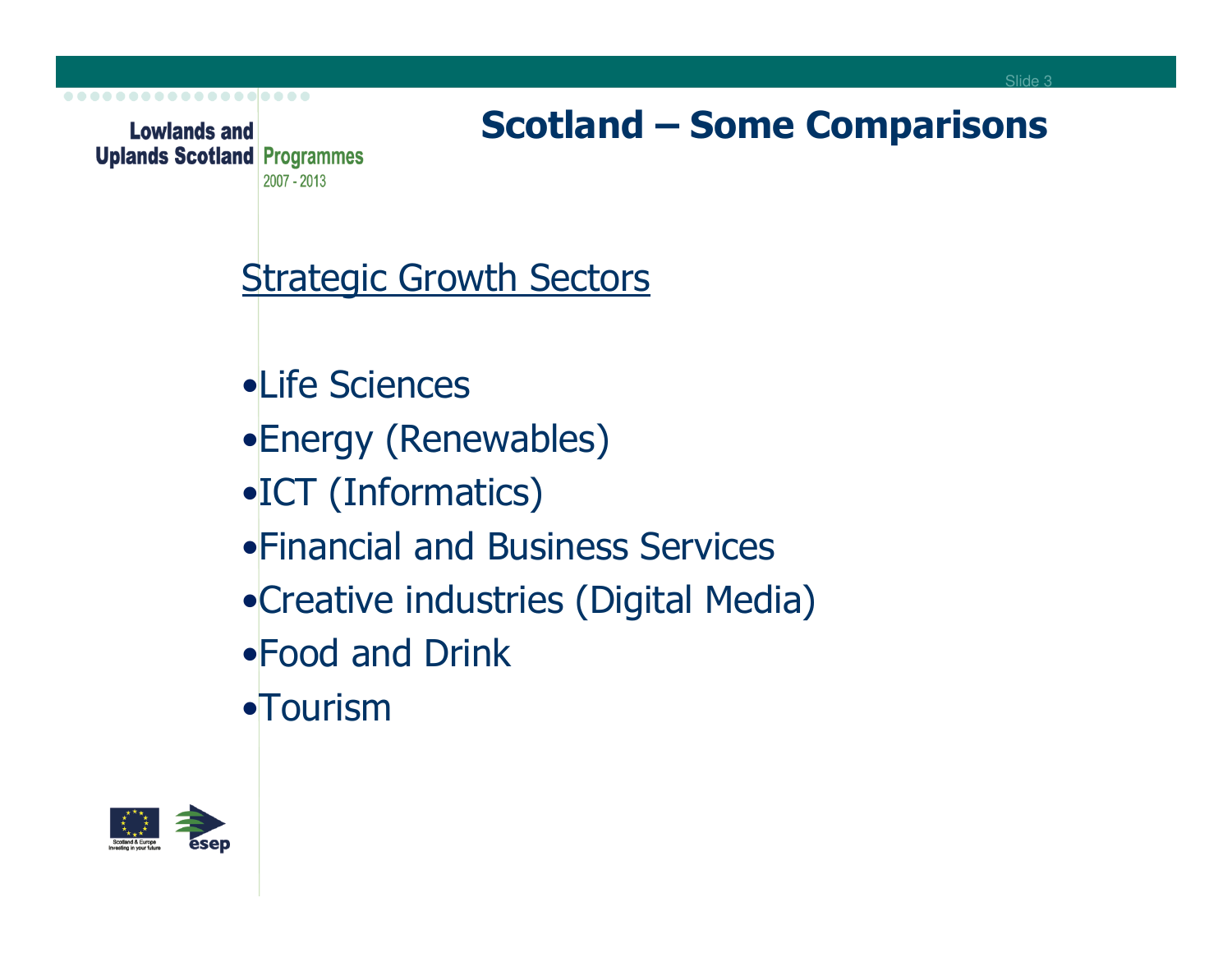# Scotland – Some Comparisons

## Strategic Growth Sectors

- Life Sciences
- Energy (Renewables)
- ICT (Informatics)
- Financial and Business Services
- Creative industries (Digital Media)
- Food and Drink
- Tourism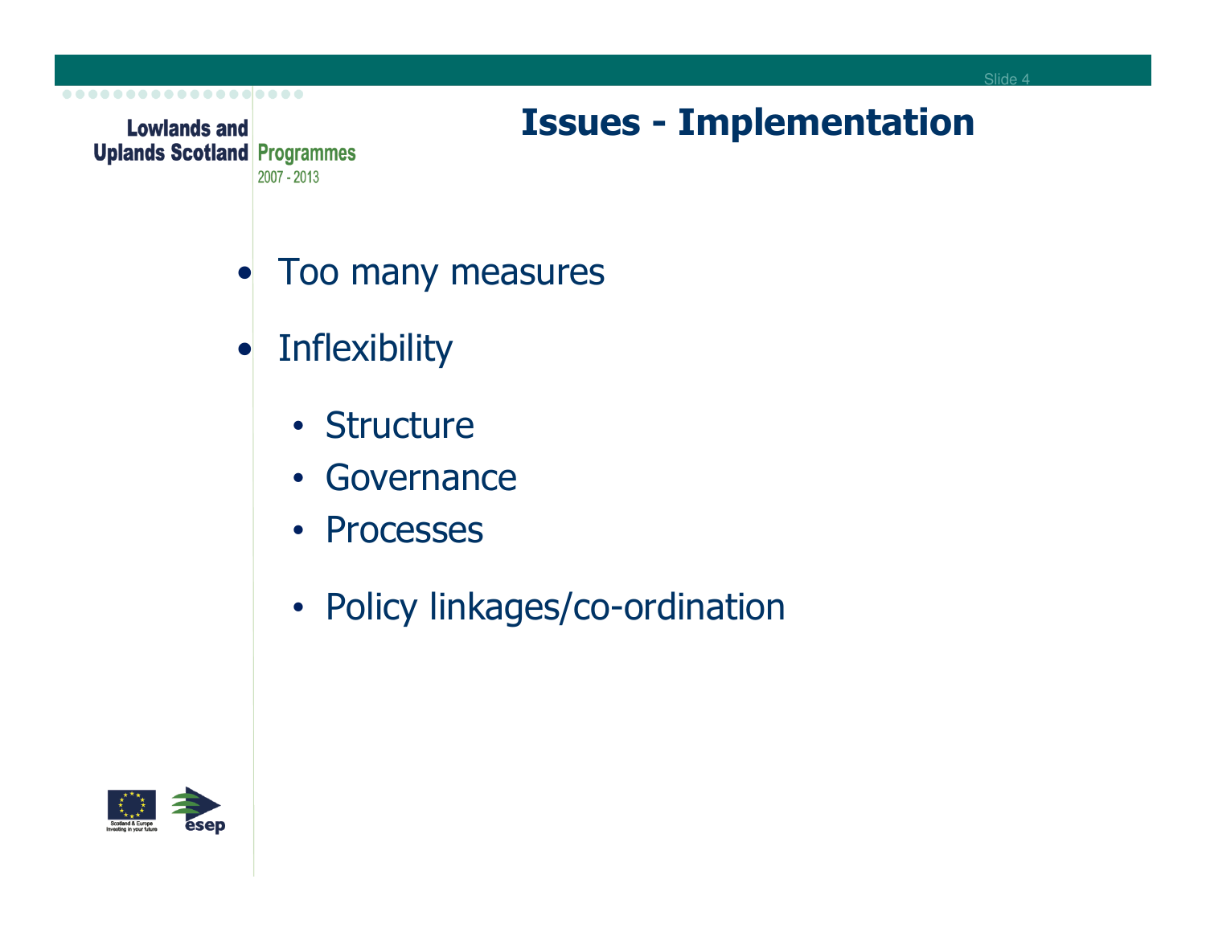## Issues - Implementation

- Too many measures
- Inflexibility
  - Structure
  - Governance
  - Processes
  - Policy linkages/co-ordination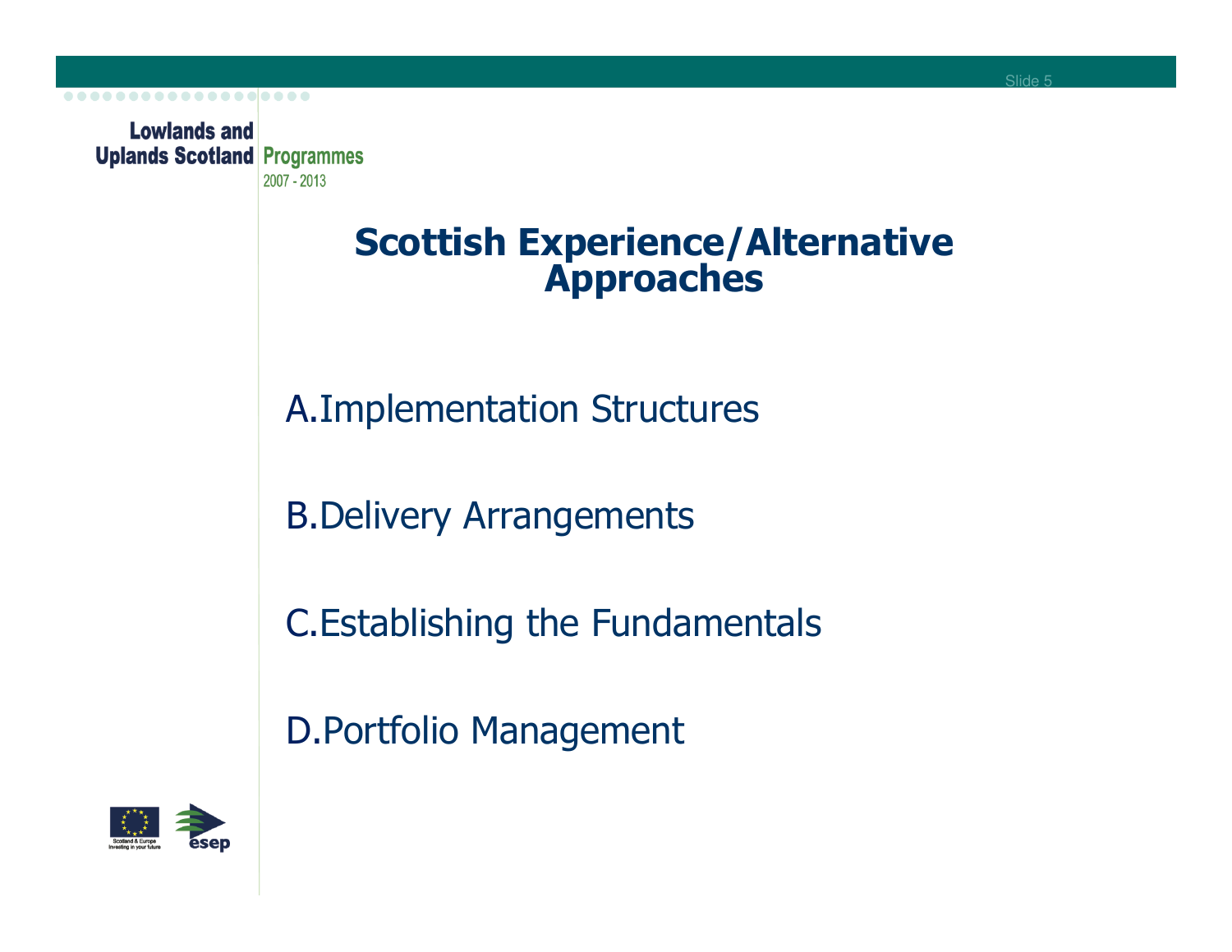# Scottish Experience/Alternative Approaches

A. Implementation Structures

B. Delivery Arrangements

C. Establishing the Fundamentals

D. Portfolio Management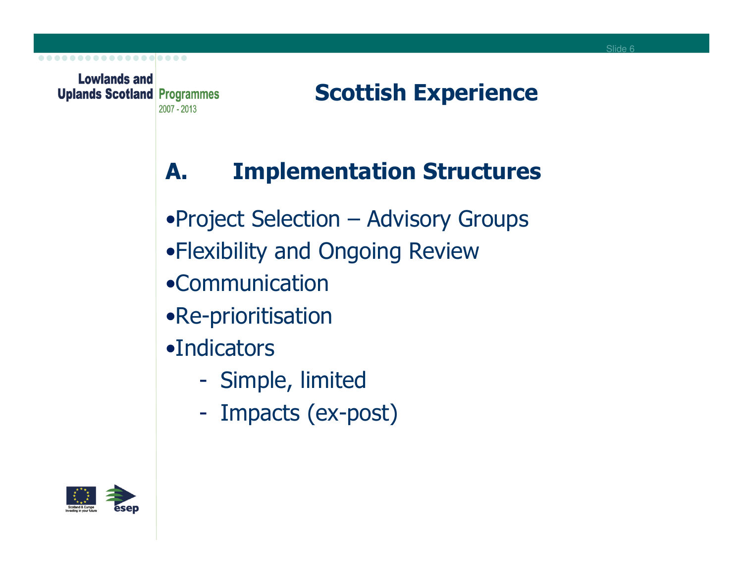# Scottish Experience

## A. Implementation Structures

- Project Selection – Advisory Groups
- Flexibility and Ongoing Review
- Communication
- Re-prioritisation
- Indicators
  - Simple, limited
  - Impacts (ex-post)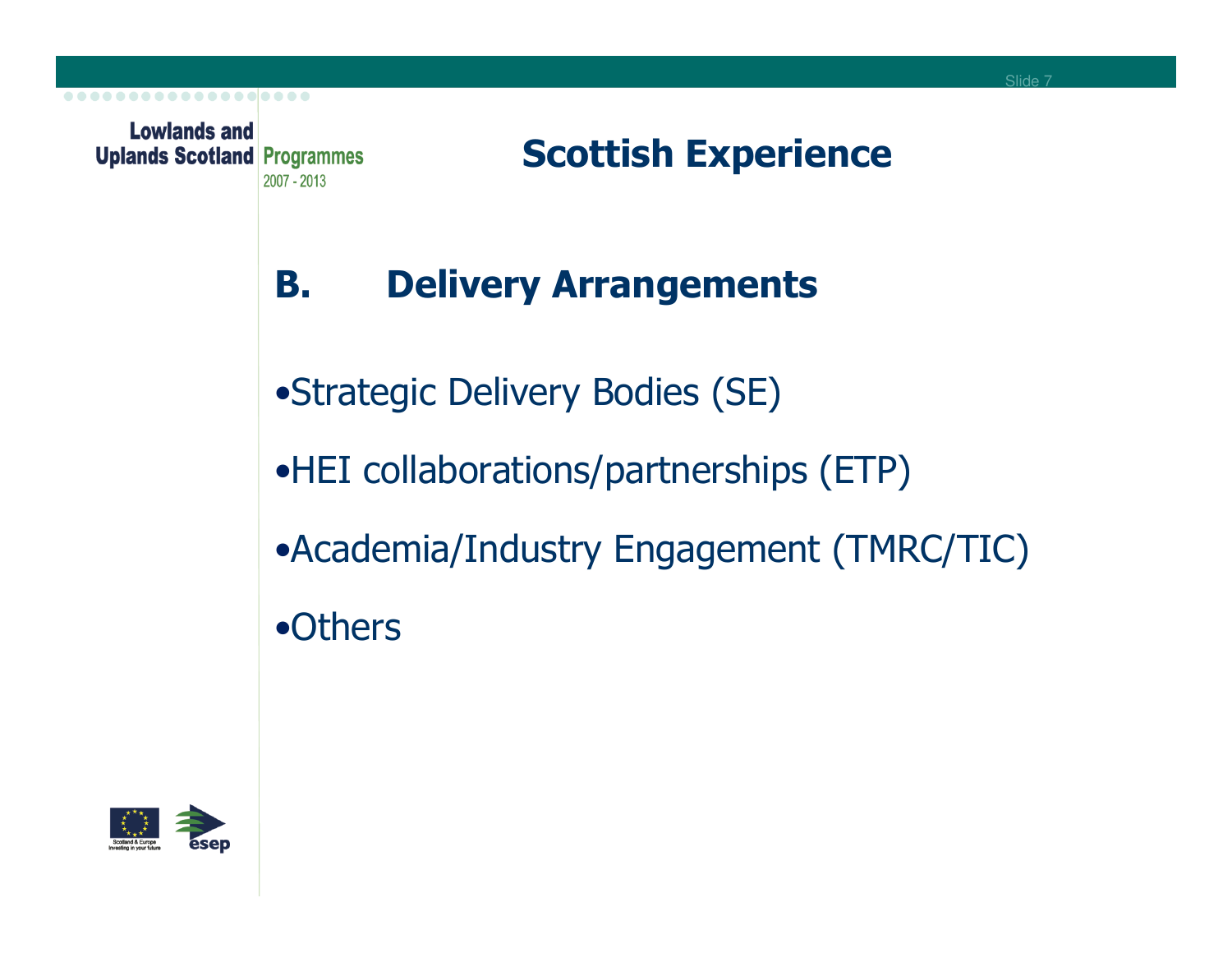# Scottish Experience

## B. Delivery Arrangements

- Strategic Delivery Bodies (SE)
- HEI collaborations/partnerships (ETP)
- Academia/Industry Engagement (TMRC/TIC)
- Others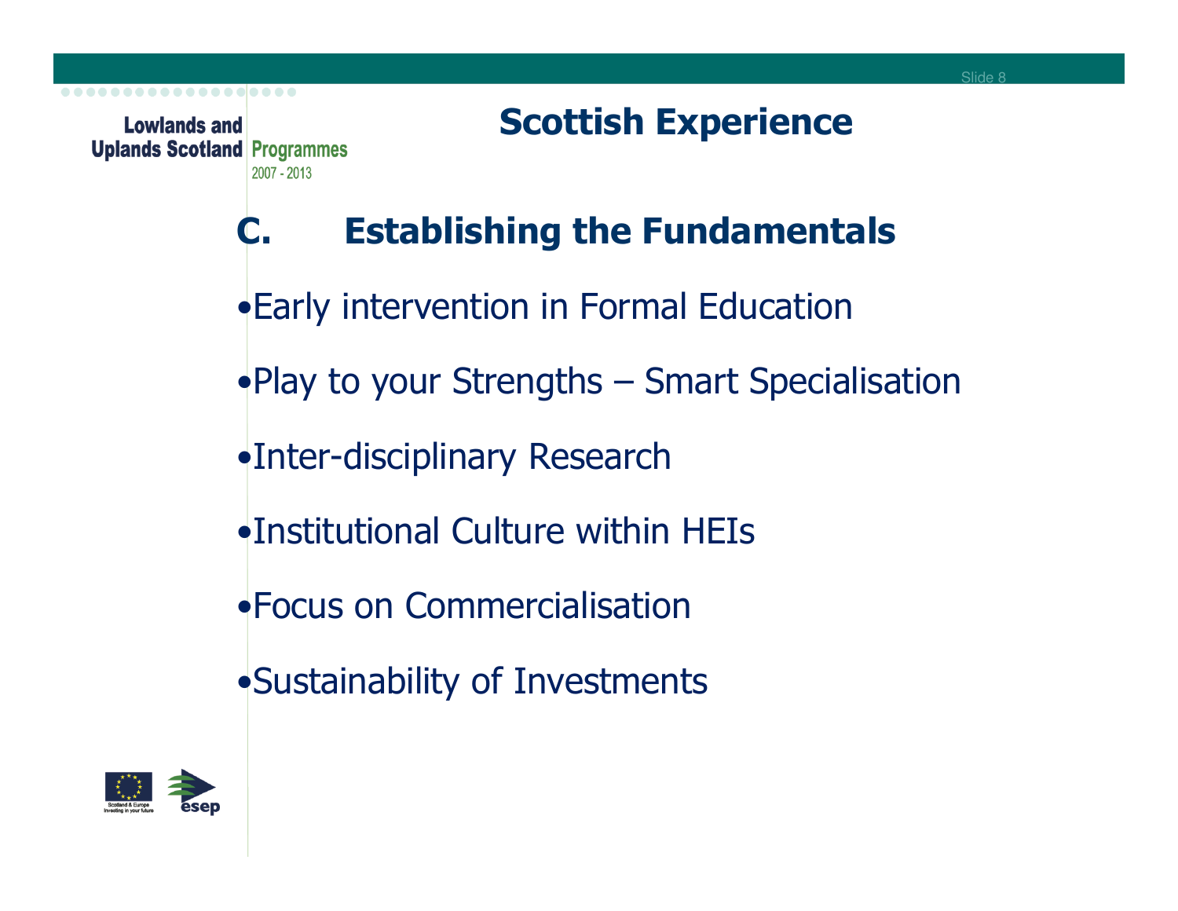Lowlands and Uplands Scotland Programmes 2007 - 2013

# Scottish Experience

## C. Establishing the Fundamentals

- Early intervention in Formal Education
- Play to your Strengths – Smart Specialisation
- Inter-disciplinary Research
- Institutional Culture within HEIs
- Focus on Commercialisation
- Sustainability of Investments

Scotland & Europe Investing in your future

esep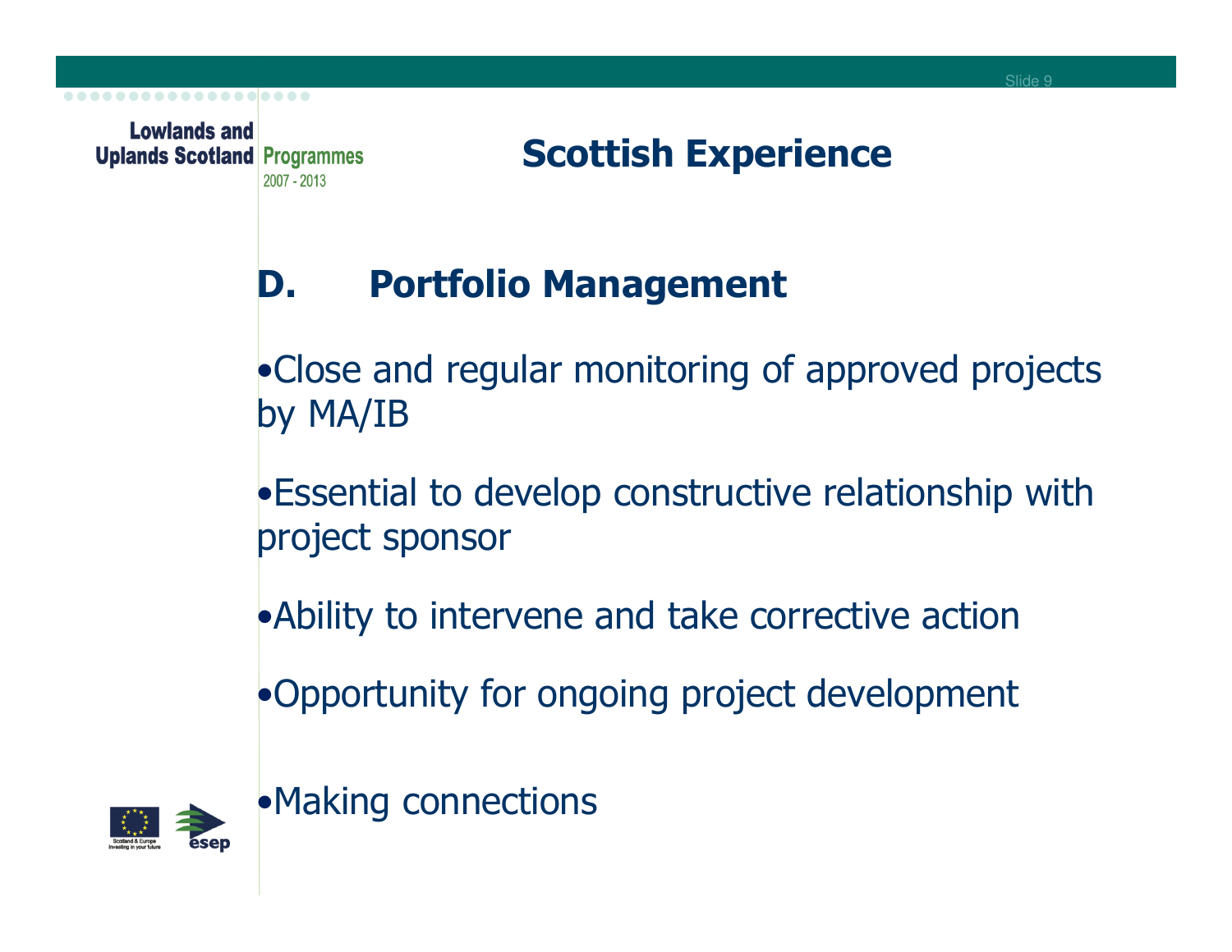Lowlands and Uplands Scotland Programmes 2007 - 2013

# Scottish Experience

## D. Portfolio Management

- Close and regular monitoring of approved projects by MA/IB
- Essential to develop constructive relationship with project sponsor
- Ability to intervene and take corrective action
- Opportunity for ongoing project development
- Making connections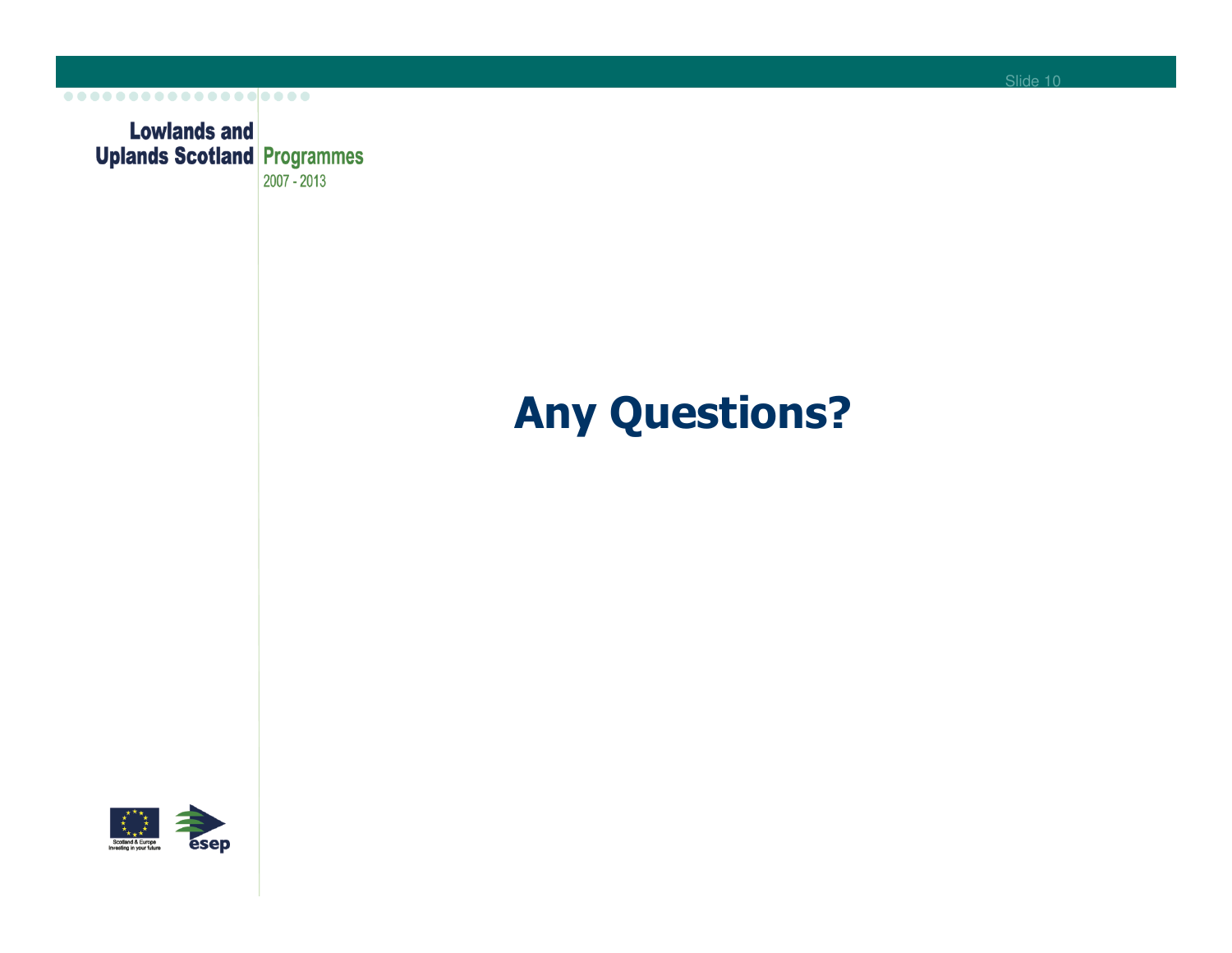# Any Questions?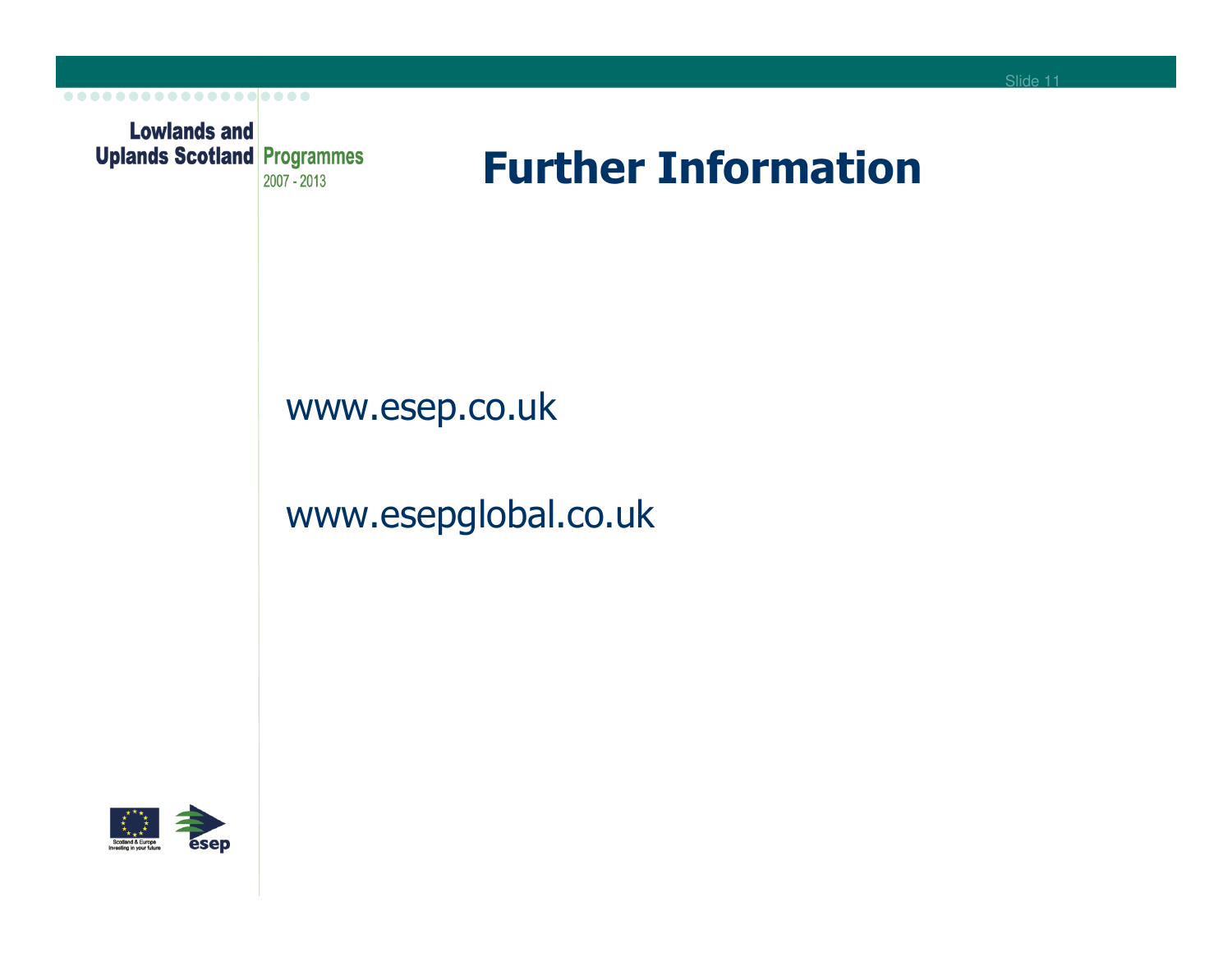Lowlands and Uplands Scotland Programmes 2007 - 2013

# Further Information

www.esep.co.uk

www.esepglobal.co.uk